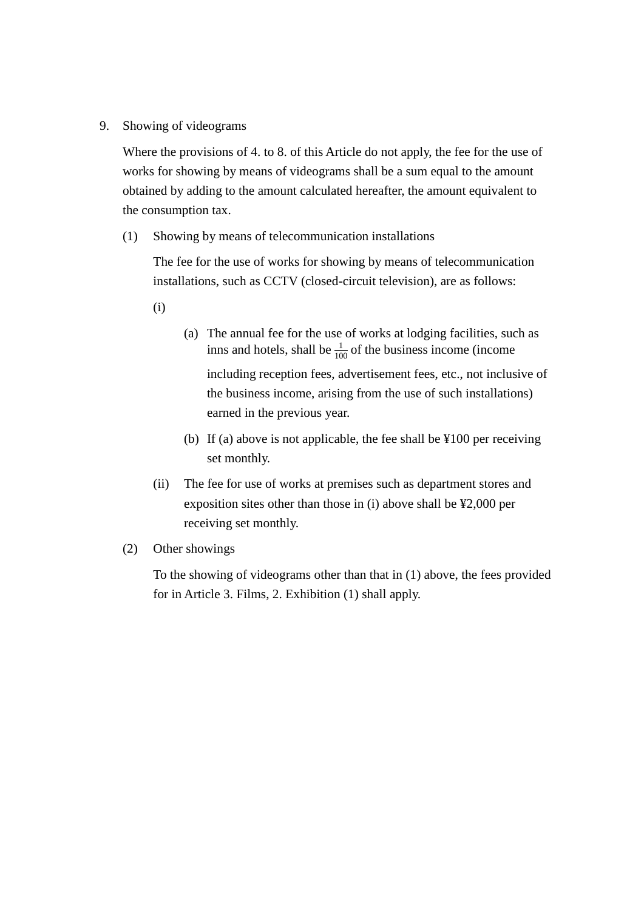9. Showing of videograms

   Where the provisions of 4. to 8. of this Article do not apply, the fee for the use of works for showing by means of videograms shall be a sum equal to the amount obtained by adding to the amount calculated hereafter, the amount equivalent to the consumption tax.

   (1) Showing by means of telecommunication installations

   The fee for the use of works for showing by means of telecommunication installations, such as CCTV (closed-circuit television), are as follows:

   (i)

   (a) The annual fee for the use of works at lodging facilities, such as inns and hotels, shall be $\frac{1}{100}$ of the business income (income including reception fees, advertisement fees, etc., not inclusive of the business income, arising from the use of such installations) earned in the previous year.

   (b) If (a) above is not applicable, the fee shall be ¥100 per receiving set monthly.

   (ii) The fee for use of works at premises such as department stores and exposition sites other than those in (i) above shall be ¥2,000 per receiving set monthly.

   (2) Other showings

   To the showing of videograms other than that in (1) above, the fees provided for in Article 3. Films, 2. Exhibition (1) shall apply.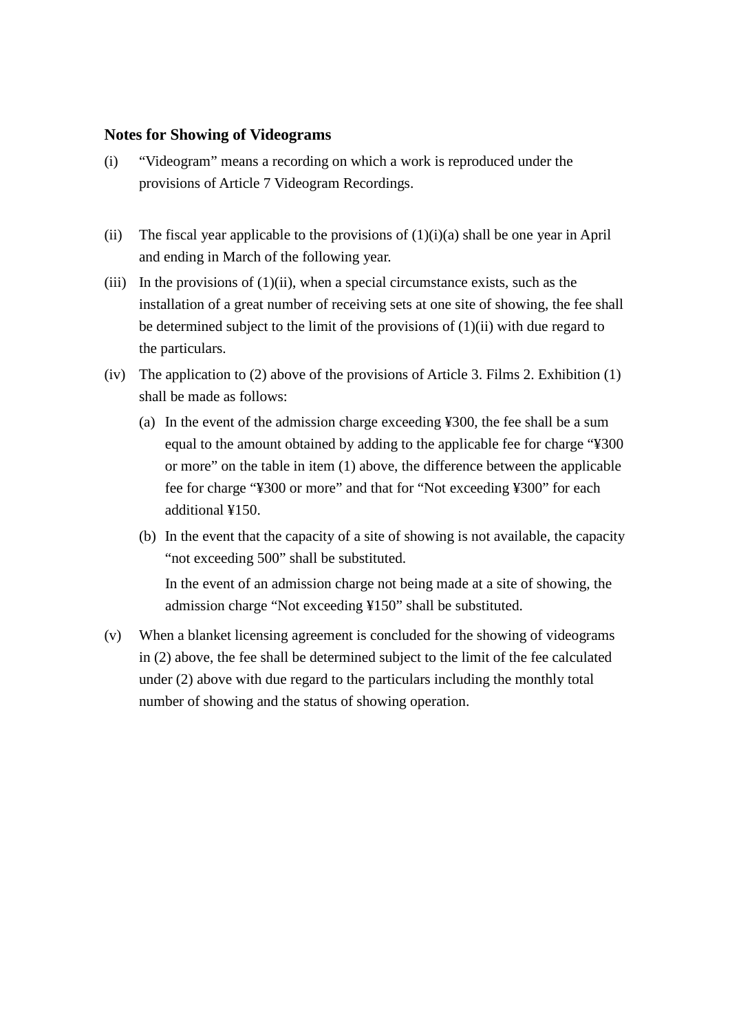**Notes for Showing of Videograms**

(i) "Videogram" means a recording on which a work is reproduced under the provisions of Article 7 Videogram Recordings.

(ii) The fiscal year applicable to the provisions of (1)(i)(a) shall be one year in April and ending in March of the following year.

(iii) In the provisions of (1)(ii), when a special circumstance exists, such as the installation of a great number of receiving sets at one site of showing, the fee shall be determined subject to the limit of the provisions of (1)(ii) with due regard to the particulars.

(iv) The application to (2) above of the provisions of Article 3. Films 2. Exhibition (1) shall be made as follows:

  (a) In the event of the admission charge exceeding ¥300, the fee shall be a sum equal to the amount obtained by adding to the applicable fee for charge "¥300 or more" on the table in item (1) above, the difference between the applicable fee for charge "¥300 or more" and that for "Not exceeding ¥300" for each additional ¥150.

  (b) In the event that the capacity of a site of showing is not available, the capacity "not exceeding 500" shall be substituted.

  In the event of an admission charge not being made at a site of showing, the admission charge "Not exceeding ¥150" shall be substituted.

(v) When a blanket licensing agreement is concluded for the showing of videograms in (2) above, the fee shall be determined subject to the limit of the fee calculated under (2) above with due regard to the particulars including the monthly total number of showing and the status of showing operation.